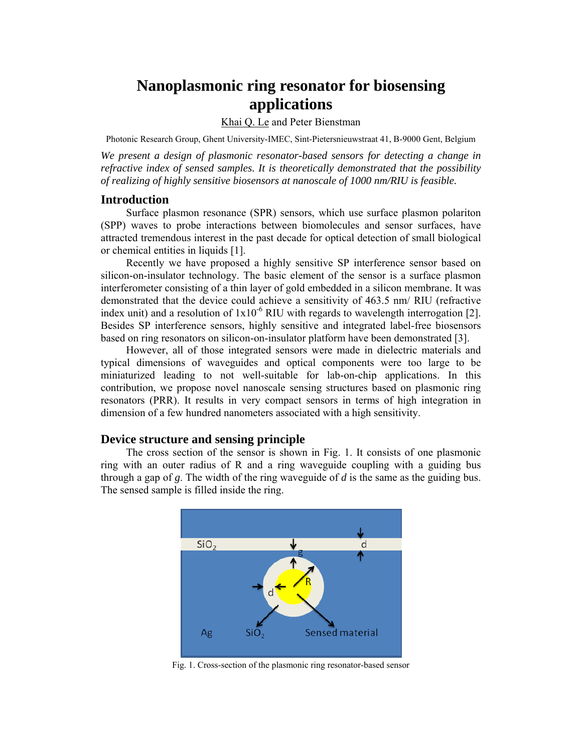# Nanoplasmonic ring resonator for biosensing applications

Khai Q. Le and Peter Bienstman

Photonic Research Group, Ghent University-IMEC, Sint-Pietersnieuwstraat 41, B-9000 Gent, Belgium

*We present a design of plasmonic resonator-based sensors for detecting a change in refractive index of sensed samples. It is theoretically demonstrated that the possibility of realizing of highly sensitive biosensors at nanoscale of 1000 nm/RIU is feasible.*

## Introduction

Surface plasmon resonance (SPR) sensors, which use surface plasmon polariton (SPP) waves to probe interactions between biomolecules and sensor surfaces, have attracted tremendous interest in the past decade for optical detection of small biological or chemical entities in liquids [1].

Recently we have proposed a highly sensitive SP interference sensor based on silicon-on-insulator technology. The basic element of the sensor is a surface plasmon interferometer consisting of a thin layer of gold embedded in a silicon membrane. It was demonstrated that the device could achieve a sensitivity of 463.5 nm/ RIU (refractive index unit) and a resolution of $1 \times 10^{-6}$ RIU with regards to wavelength interrogation [2]. Besides SP interference sensors, highly sensitive and integrated label-free biosensors based on ring resonators on silicon-on-insulator platform have been demonstrated [3].

However, all of those integrated sensors were made in dielectric materials and typical dimensions of waveguides and optical components were too large to be miniaturized leading to not well-suitable for lab-on-chip applications. In this contribution, we propose novel nanoscale sensing structures based on plasmonic ring resonators (PRR). It results in very compact sensors in terms of high integration in dimension of a few hundred nanometers associated with a high sensitivity.

## Device structure and sensing principle

The cross section of the sensor is shown in Fig. 1. It consists of one plasmonic ring with an outer radius of R and a ring waveguide coupling with a guiding bus through a gap of *g*. The width of the ring waveguide of *d* is the same as the guiding bus. The sensed sample is filled inside the ring.

Fig. 1. Cross-section of the plasmonic ring resonator-based sensor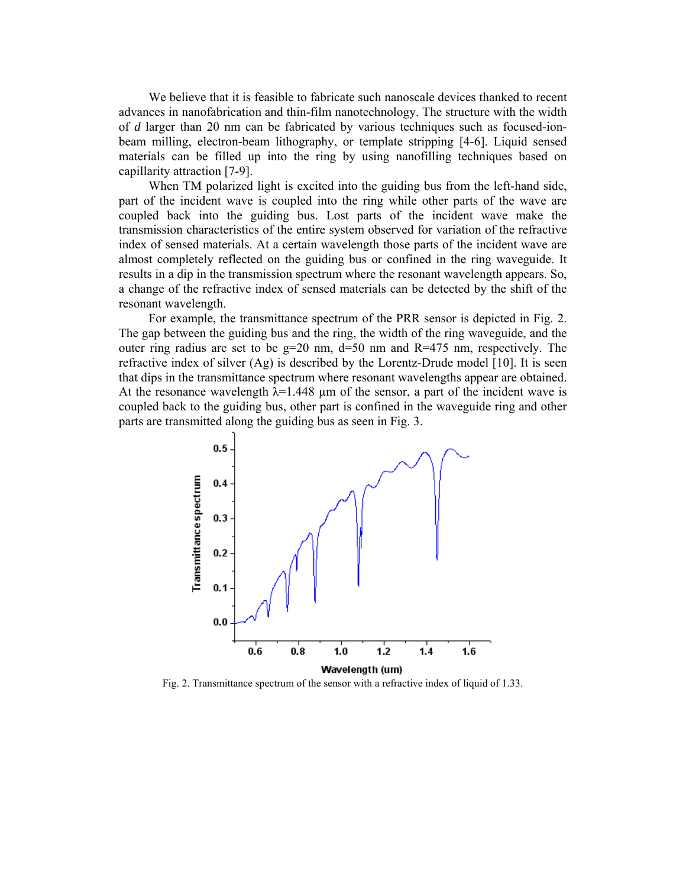We believe that it is feasible to fabricate such nanoscale devices thanked to recent advances in nanofabrication and thin-film nanotechnology. The structure with the width of *d* larger than 20 nm can be fabricated by various techniques such as focused-ion-beam milling, electron-beam lithography, or template stripping [4-6]. Liquid sensed materials can be filled up into the ring by using nanofilling techniques based on capillarity attraction [7-9].

When TM polarized light is excited into the guiding bus from the left-hand side, part of the incident wave is coupled into the ring while other parts of the wave are coupled back into the guiding bus. Lost parts of the incident wave make the transmission characteristics of the entire system observed for variation of the refractive index of sensed materials. At a certain wavelength those parts of the incident wave are almost completely reflected on the guiding bus or confined in the ring waveguide. It results in a dip in the transmission spectrum where the resonant wavelength appears. So, a change of the refractive index of sensed materials can be detected by the shift of the resonant wavelength.

For example, the transmittance spectrum of the PRR sensor is depicted in Fig. 2. The gap between the guiding bus and the ring, the width of the ring waveguide, and the outer ring radius are set to be g=20 nm, d=50 nm and R=475 nm, respectively. The refractive index of silver (Ag) is described by the Lorentz-Drude model [10]. It is seen that dips in the transmittance spectrum where resonant wavelengths appear are obtained. At the resonance wavelength $\lambda$=1.448 µm of the sensor, a part of the incident wave is coupled back to the guiding bus, other part is confined in the waveguide ring and other parts are transmitted along the guiding bus as seen in Fig. 3.

Fig. 2. Transmittance spectrum of the sensor with a refractive index of liquid of 1.33.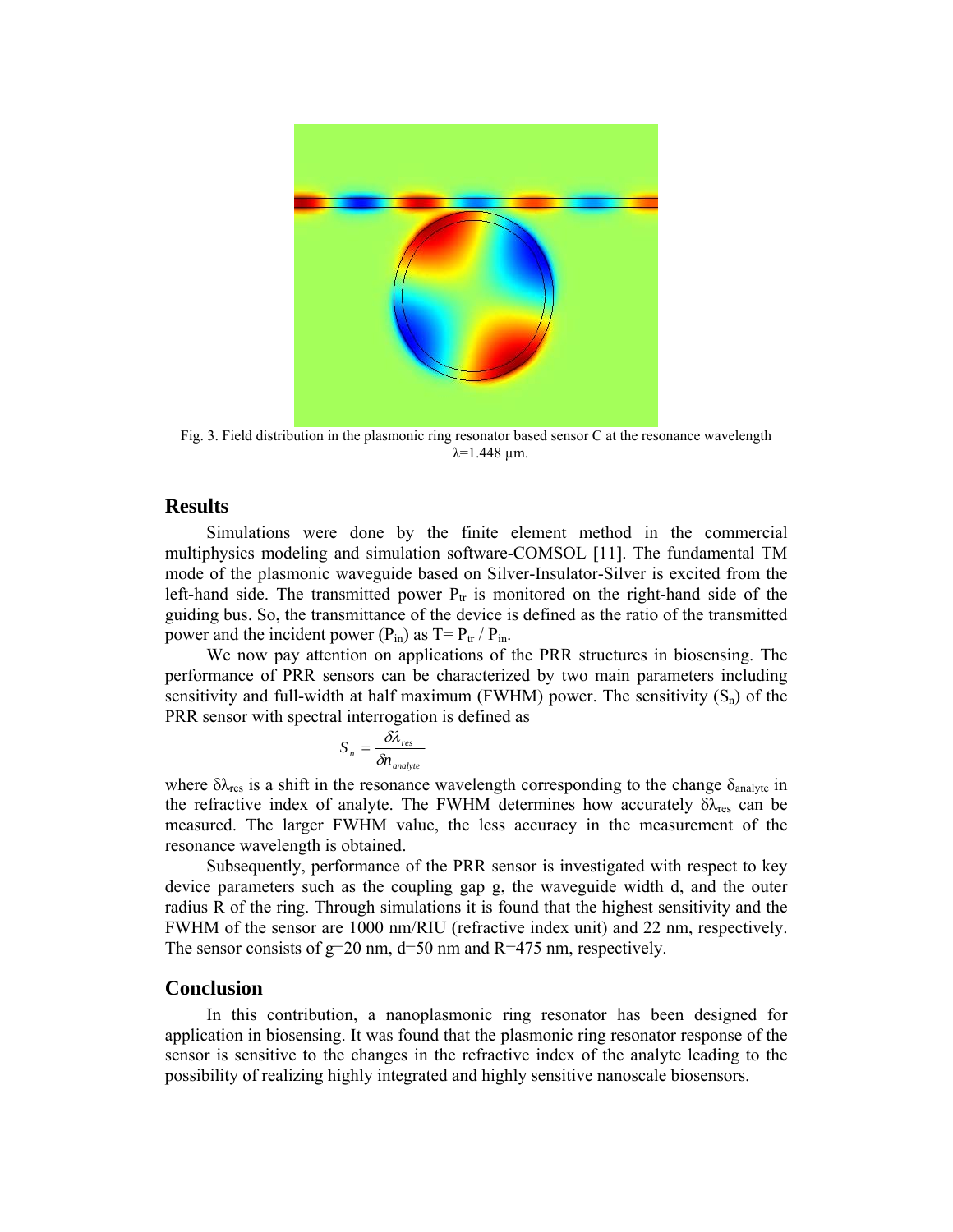Fig. 3. Field distribution in the plasmonic ring resonator based sensor C at the resonance wavelength $\lambda$=1.448 μm.

## Results

Simulations were done by the finite element method in the commercial multiphysics modeling and simulation software-COMSOL [11]. The fundamental TM mode of the plasmonic waveguide based on Silver-Insulator-Silver is excited from the left-hand side. The transmitted power $P_{tr}$ is monitored on the right-hand side of the guiding bus. So, the transmittance of the device is defined as the ratio of the transmitted power and the incident power ($P_{in}$) as $T = P_{tr} / P_{in}$.

We now pay attention on applications of the PRR structures in biosensing. The performance of PRR sensors can be characterized by two main parameters including sensitivity and full-width at half maximum (FWHM) power. The sensitivity ($S_n$) of the PRR sensor with spectral interrogation is defined as

$$S_n = \frac{\delta \lambda_{res}}{\delta n_{analyte}}$$

where $\delta\lambda_{res}$ is a shift in the resonance wavelength corresponding to the change $\delta_{analyte}$ in the refractive index of analyte. The FWHM determines how accurately $\delta\lambda_{res}$ can be measured. The larger FWHM value, the less accuracy in the measurement of the resonance wavelength is obtained.

Subsequently, performance of the PRR sensor is investigated with respect to key device parameters such as the coupling gap g, the waveguide width d, and the outer radius R of the ring. Through simulations it is found that the highest sensitivity and the FWHM of the sensor are 1000 nm/RIU (refractive index unit) and 22 nm, respectively. The sensor consists of g=20 nm, d=50 nm and R=475 nm, respectively.

## Conclusion

In this contribution, a nanoplasmonic ring resonator has been designed for application in biosensing. It was found that the plasmonic ring resonator response of the sensor is sensitive to the changes in the refractive index of the analyte leading to the possibility of realizing highly integrated and highly sensitive nanoscale biosensors.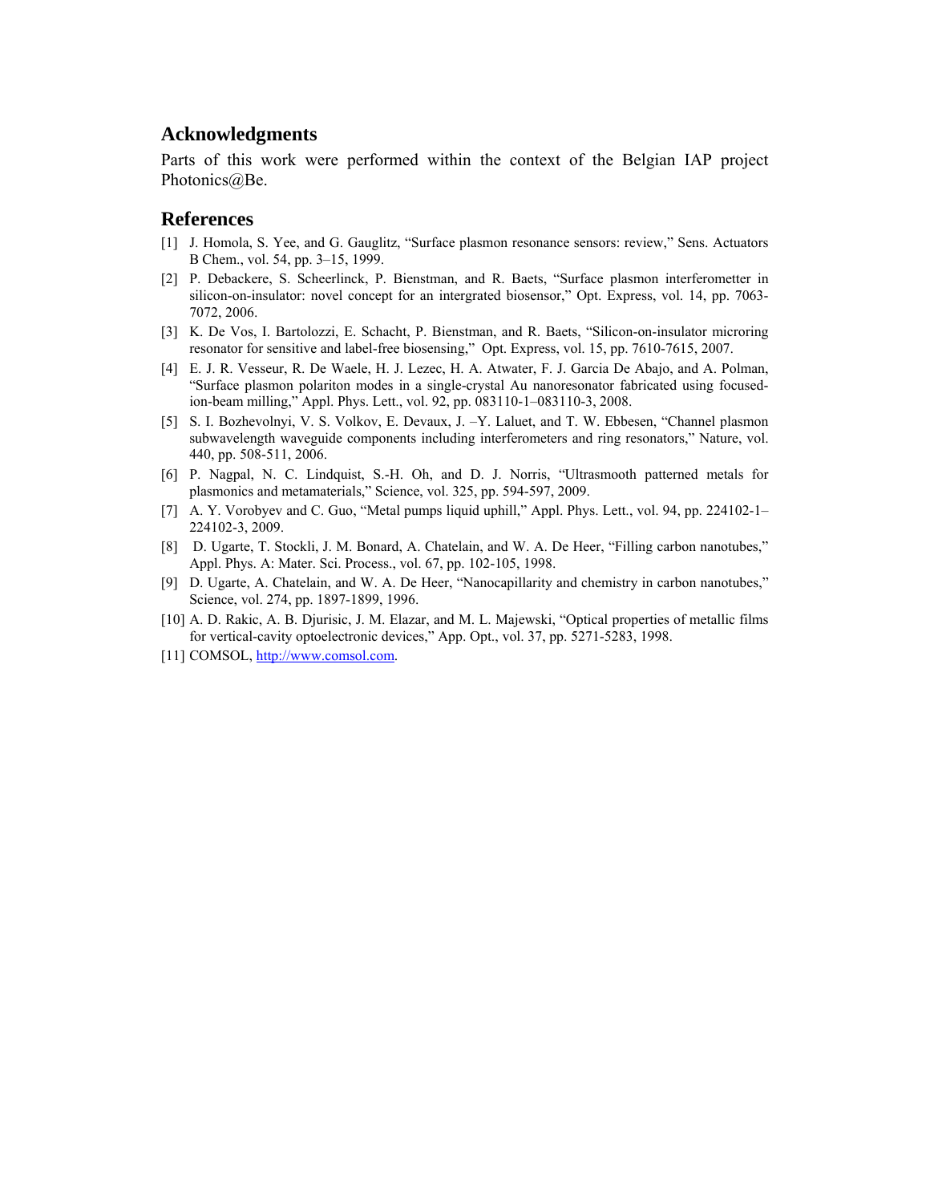## Acknowledgments

Parts of this work were performed within the context of the Belgian IAP project Photonics@Be.

## References

[1] J. Homola, S. Yee, and G. Gauglitz, "Surface plasmon resonance sensors: review," Sens. Actuators B Chem., vol. 54, pp. 3–15, 1999.

[2] P. Debackere, S. Scheerlinck, P. Bienstman, and R. Baets, "Surface plasmon interferometer in silicon-on-insulator: novel concept for an intergrated biosensor," Opt. Express, vol. 14, pp. 7063-7072, 2006.

[3] K. De Vos, I. Bartolozzi, E. Schacht, P. Bienstman, and R. Baets, "Silicon-on-insulator microring resonator for sensitive and label-free biosensing," Opt. Express, vol. 15, pp. 7610-7615, 2007.

[4] E. J. R. Vesseur, R. De Waele, H. J. Lezec, H. A. Atwater, F. J. Garcia De Abajo, and A. Polman, "Surface plasmon polariton modes in a single-crystal Au nanoresonator fabricated using focused-ion-beam milling," Appl. Phys. Lett., vol. 92, pp. 083110-1–083110-3, 2008.

[5] S. I. Bozhevolnyi, V. S. Volkov, E. Devaux, J. –Y. Laluet, and T. W. Ebbesen, "Channel plasmon subwavelength waveguide components including interferometers and ring resonators," Nature, vol. 440, pp. 508-511, 2006.

[6] P. Nagpal, N. C. Lindquist, S.-H. Oh, and D. J. Norris, "Ultrasmooth patterned metals for plasmonics and metamaterials," Science, vol. 325, pp. 594-597, 2009.

[7] A. Y. Vorobyev and C. Guo, "Metal pumps liquid uphill," Appl. Phys. Lett., vol. 94, pp. 224102-1–224102-3, 2009.

[8] D. Ugarte, T. Stockli, J. M. Bonard, A. Chatelain, and W. A. De Heer, "Filling carbon nanotubes," Appl. Phys. A: Mater. Sci. Process., vol. 67, pp. 102-105, 1998.

[9] D. Ugarte, A. Chatelain, and W. A. De Heer, "Nanocapillarity and chemistry in carbon nanotubes," Science, vol. 274, pp. 1897-1899, 1996.

[10] A. D. Rakic, A. B. Djurisic, J. M. Elazar, and M. L. Majewski, "Optical properties of metallic films for vertical-cavity optoelectronic devices," App. Opt., vol. 37, pp. 5271-5283, 1998.

[11] COMSOL, http://www.comsol.com.